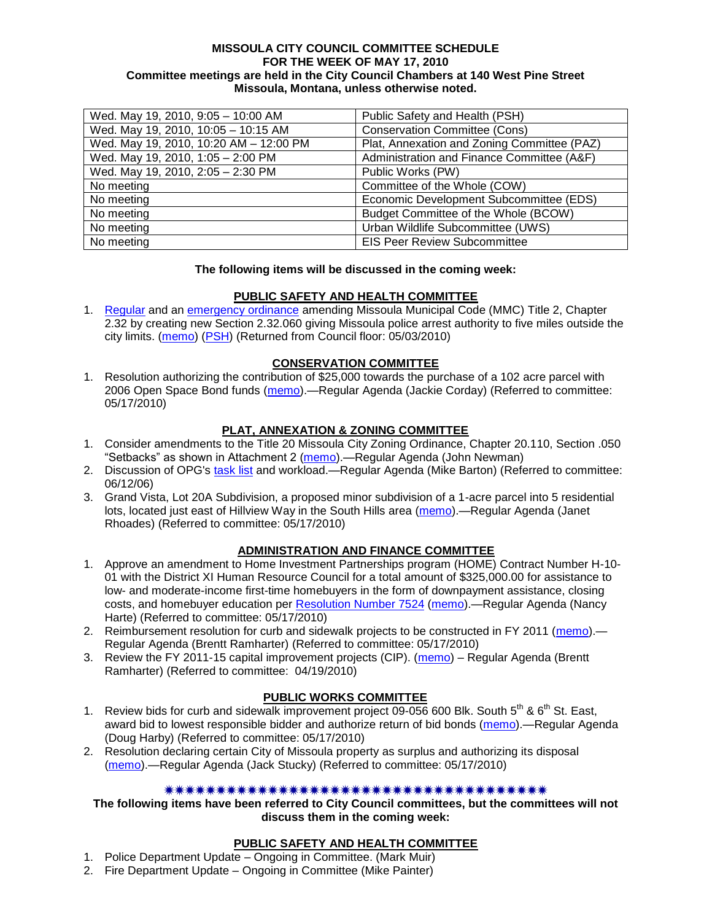**MISSOULA CITY COUNCIL COMMITTEE SCHEDULE**
**FOR THE WEEK OF MAY 17, 2010**
**Committee meetings are held in the City Council Chambers at 140 West Pine Street**
**Missoula, Montana, unless otherwise noted.**

| | |
|---|---|
| Wed. May 19, 2010, 9:05 – 10:00 AM | Public Safety and Health (PSH) |
| Wed. May 19, 2010, 10:05 – 10:15 AM | Conservation Committee (Cons) |
| Wed. May 19, 2010, 10:20 AM – 12:00 PM | Plat, Annexation and Zoning Committee (PAZ) |
| Wed. May 19, 2010, 1:05 – 2:00 PM | Administration and Finance Committee (A&F) |
| Wed. May 19, 2010, 2:05 – 2:30 PM | Public Works (PW) |
| No meeting | Committee of the Whole (COW) |
| No meeting | Economic Development Subcommittee (EDS) |
| No meeting | Budget Committee of the Whole (BCOW) |
| No meeting | Urban Wildlife Subcommittee (UWS) |
| No meeting | EIS Peer Review Subcommittee |

**The following items will be discussed in the coming week:**

**PUBLIC SAFETY AND HEALTH COMMITTEE**

1. Regular and an emergency ordinance amending Missoula Municipal Code (MMC) Title 2, Chapter 2.32 by creating new Section 2.32.060 giving Missoula police arrest authority to five miles outside the city limits. (memo) (PSH) (Returned from Council floor: 05/03/2010)

**CONSERVATION COMMITTEE**

1. Resolution authorizing the contribution of $25,000 towards the purchase of a 102 acre parcel with 2006 Open Space Bond funds (memo).—Regular Agenda (Jackie Corday) (Referred to committee: 05/17/2010)

**PLAT, ANNEXATION & ZONING COMMITTEE**

1. Consider amendments to the Title 20 Missoula City Zoning Ordinance, Chapter 20.110, Section .050 "Setbacks" as shown in Attachment 2 (memo).—Regular Agenda (John Newman)
2. Discussion of OPG's task list and workload.—Regular Agenda (Mike Barton) (Referred to committee: 06/12/06)
3. Grand Vista, Lot 20A Subdivision, a proposed minor subdivision of a 1-acre parcel into 5 residential lots, located just east of Hillview Way in the South Hills area (memo).—Regular Agenda (Janet Rhoades) (Referred to committee: 05/17/2010)

**ADMINISTRATION AND FINANCE COMMITTEE**

1. Approve an amendment to Home Investment Partnerships program (HOME) Contract Number H-10-01 with the District XI Human Resource Council for a total amount of $325,000.00 for assistance to low- and moderate-income first-time homebuyers in the form of downpayment assistance, closing costs, and homebuyer education per Resolution Number 7524 (memo).—Regular Agenda (Nancy Harte) (Referred to committee: 05/17/2010)
2. Reimbursement resolution for curb and sidewalk projects to be constructed in FY 2011 (memo).—Regular Agenda (Brentt Ramharter) (Referred to committee: 05/17/2010)
3. Review the FY 2011-15 capital improvement projects (CIP). (memo) – Regular Agenda (Brentt Ramharter) (Referred to committee: 04/19/2010)

**PUBLIC WORKS COMMITTEE**

1. Review bids for curb and sidewalk improvement project 09-056 600 Blk. South 5th & 6th St. East, award bid to lowest responsible bidder and authorize return of bid bonds (memo).—Regular Agenda (Doug Harby) (Referred to committee: 05/17/2010)
2. Resolution declaring certain City of Missoula property as surplus and authorizing its disposal (memo).—Regular Agenda (Jack Stucky) (Referred to committee: 05/17/2010)

\*\*\*\*\*\*\*\*\*\*\*\*\*\*\*\*\*\*\*\*\*\*\*\*\*\*\*\*\*\*\*\*\*\*\*\*\*\*

**The following items have been referred to City Council committees, but the committees will not discuss them in the coming week:**

**PUBLIC SAFETY AND HEALTH COMMITTEE**

1. Police Department Update – Ongoing in Committee. (Mark Muir)
2. Fire Department Update – Ongoing in Committee (Mike Painter)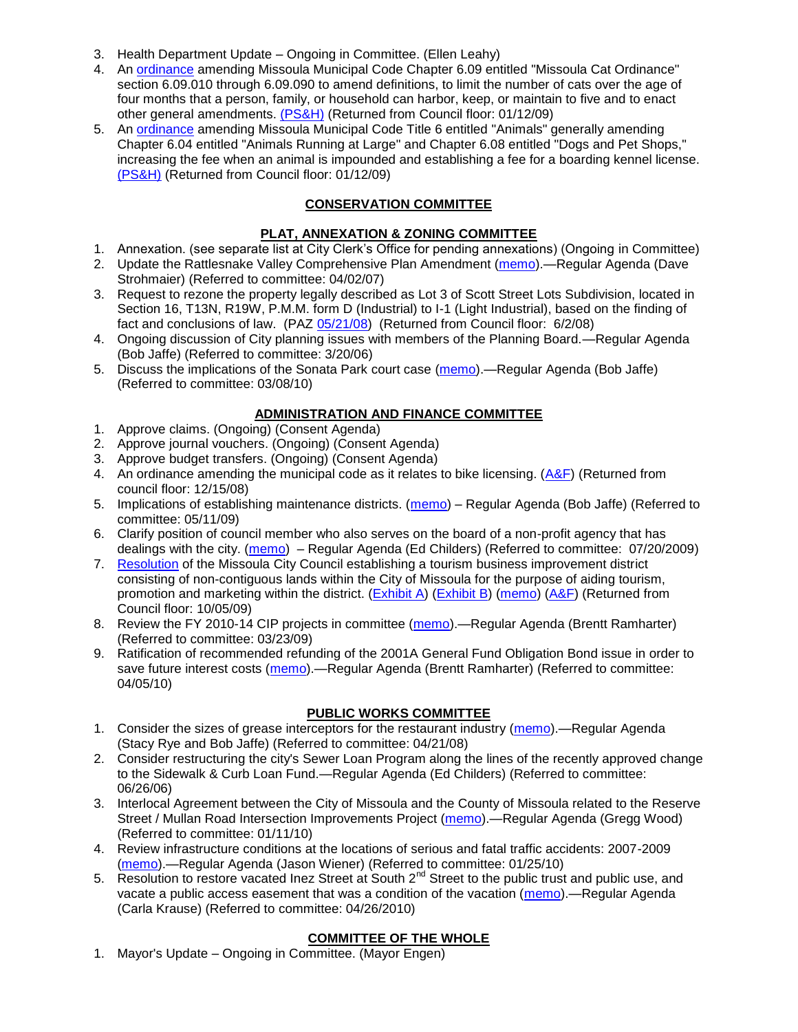3. Health Department Update – Ongoing in Committee. (Ellen Leahy)
4. An ordinance amending Missoula Municipal Code Chapter 6.09 entitled "Missoula Cat Ordinance" section 6.09.010 through 6.09.090 to amend definitions, to limit the number of cats over the age of four months that a person, family, or household can harbor, keep, or maintain to five and to enact other general amendments. (PS&H) (Returned from Council floor: 01/12/09)
5. An ordinance amending Missoula Municipal Code Title 6 entitled "Animals" generally amending Chapter 6.04 entitled "Animals Running at Large" and Chapter 6.08 entitled "Dogs and Pet Shops," increasing the fee when an animal is impounded and establishing a fee for a boarding kennel license. (PS&H) (Returned from Council floor: 01/12/09)

## CONSERVATION COMMITTEE

## PLAT, ANNEXATION & ZONING COMMITTEE

1. Annexation. (see separate list at City Clerk's Office for pending annexations) (Ongoing in Committee)
2. Update the Rattlesnake Valley Comprehensive Plan Amendment (memo).—Regular Agenda (Dave Strohmaier) (Referred to committee: 04/02/07)
3. Request to rezone the property legally described as Lot 3 of Scott Street Lots Subdivision, located in Section 16, T13N, R19W, P.M.M. form D (Industrial) to I-1 (Light Industrial), based on the finding of fact and conclusions of law. (PAZ 05/21/08) (Returned from Council floor: 6/2/08)
4. Ongoing discussion of City planning issues with members of the Planning Board.—Regular Agenda (Bob Jaffe) (Referred to committee: 3/20/06)
5. Discuss the implications of the Sonata Park court case (memo).—Regular Agenda (Bob Jaffe) (Referred to committee: 03/08/10)

## ADMINISTRATION AND FINANCE COMMITTEE

1. Approve claims. (Ongoing) (Consent Agenda)
2. Approve journal vouchers. (Ongoing) (Consent Agenda)
3. Approve budget transfers. (Ongoing) (Consent Agenda)
4. An ordinance amending the municipal code as it relates to bike licensing. (A&F) (Returned from council floor: 12/15/08)
5. Implications of establishing maintenance districts. (memo) – Regular Agenda (Bob Jaffe) (Referred to committee: 05/11/09)
6. Clarify position of council member who also serves on the board of a non-profit agency that has dealings with the city. (memo) – Regular Agenda (Ed Childers) (Referred to committee: 07/20/2009)
7. Resolution of the Missoula City Council establishing a tourism business improvement district consisting of non-contiguous lands within the City of Missoula for the purpose of aiding tourism, promotion and marketing within the district. (Exhibit A) (Exhibit B) (memo) (A&F) (Returned from Council floor: 10/05/09)
8. Review the FY 2010-14 CIP projects in committee (memo).—Regular Agenda (Brentt Ramharter) (Referred to committee: 03/23/09)
9. Ratification of recommended refunding of the 2001A General Fund Obligation Bond issue in order to save future interest costs (memo).—Regular Agenda (Brentt Ramharter) (Referred to committee: 04/05/10)

## PUBLIC WORKS COMMITTEE

1. Consider the sizes of grease interceptors for the restaurant industry (memo).—Regular Agenda (Stacy Rye and Bob Jaffe) (Referred to committee: 04/21/08)
2. Consider restructuring the city's Sewer Loan Program along the lines of the recently approved change to the Sidewalk & Curb Loan Fund.—Regular Agenda (Ed Childers) (Referred to committee: 06/26/06)
3. Interlocal Agreement between the City of Missoula and the County of Missoula related to the Reserve Street / Mullan Road Intersection Improvements Project (memo).—Regular Agenda (Gregg Wood) (Referred to committee: 01/11/10)
4. Review infrastructure conditions at the locations of serious and fatal traffic accidents: 2007-2009 (memo).—Regular Agenda (Jason Wiener) (Referred to committee: 01/25/10)
5. Resolution to restore vacated Inez Street at South 2nd Street to the public trust and public use, and vacate a public access easement that was a condition of the vacation (memo).—Regular Agenda (Carla Krause) (Referred to committee: 04/26/2010)

## COMMITTEE OF THE WHOLE

1. Mayor's Update – Ongoing in Committee. (Mayor Engen)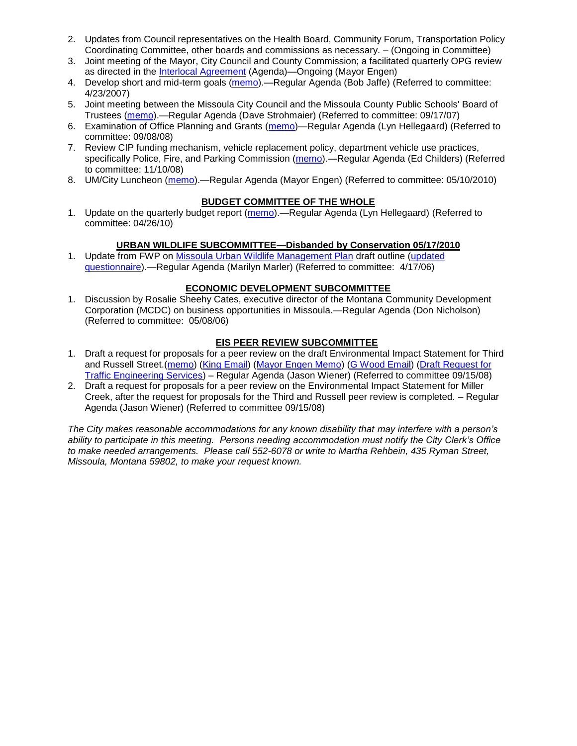2. Updates from Council representatives on the Health Board, Community Forum, Transportation Policy Coordinating Committee, other boards and commissions as necessary. – (Ongoing in Committee)
3. Joint meeting of the Mayor, City Council and County Commission; a facilitated quarterly OPG review as directed in the Interlocal Agreement (Agenda)—Ongoing (Mayor Engen)
4. Develop short and mid-term goals (memo).—Regular Agenda (Bob Jaffe) (Referred to committee: 4/23/2007)
5. Joint meeting between the Missoula City Council and the Missoula County Public Schools' Board of Trustees (memo).—Regular Agenda (Dave Strohmaier) (Referred to committee: 09/17/07)
6. Examination of Office Planning and Grants (memo)—Regular Agenda (Lyn Hellegaard) (Referred to committee: 09/08/08)
7. Review CIP funding mechanism, vehicle replacement policy, department vehicle use practices, specifically Police, Fire, and Parking Commission (memo).—Regular Agenda (Ed Childers) (Referred to committee: 11/10/08)
8. UM/City Luncheon (memo).—Regular Agenda (Mayor Engen) (Referred to committee: 05/10/2010)

**BUDGET COMMITTEE OF THE WHOLE**

1. Update on the quarterly budget report (memo).—Regular Agenda (Lyn Hellegaard) (Referred to committee: 04/26/10)

**URBAN WILDLIFE SUBCOMMITTEE—Disbanded by Conservation 05/17/2010**

1. Update from FWP on Missoula Urban Wildlife Management Plan draft outline (updated questionnaire).—Regular Agenda (Marilyn Marler) (Referred to committee: 4/17/06)

**ECONOMIC DEVELOPMENT SUBCOMMITTEE**

1. Discussion by Rosalie Sheehy Cates, executive director of the Montana Community Development Corporation (MCDC) on business opportunities in Missoula.—Regular Agenda (Don Nicholson) (Referred to committee: 05/08/06)

**EIS PEER REVIEW SUBCOMMITTEE**

1. Draft a request for proposals for a peer review on the draft Environmental Impact Statement for Third and Russell Street.(memo) (King Email) (Mayor Engen Memo) (G Wood Email) (Draft Request for Traffic Engineering Services) – Regular Agenda (Jason Wiener) (Referred to committee 09/15/08)
2. Draft a request for proposals for a peer review on the Environmental Impact Statement for Miller Creek, after the request for proposals for the Third and Russell peer review is completed. – Regular Agenda (Jason Wiener) (Referred to committee 09/15/08)

*The City makes reasonable accommodations for any known disability that may interfere with a person's ability to participate in this meeting. Persons needing accommodation must notify the City Clerk's Office to make needed arrangements. Please call 552-6078 or write to Martha Rehbein, 435 Ryman Street, Missoula, Montana 59802, to make your request known.*